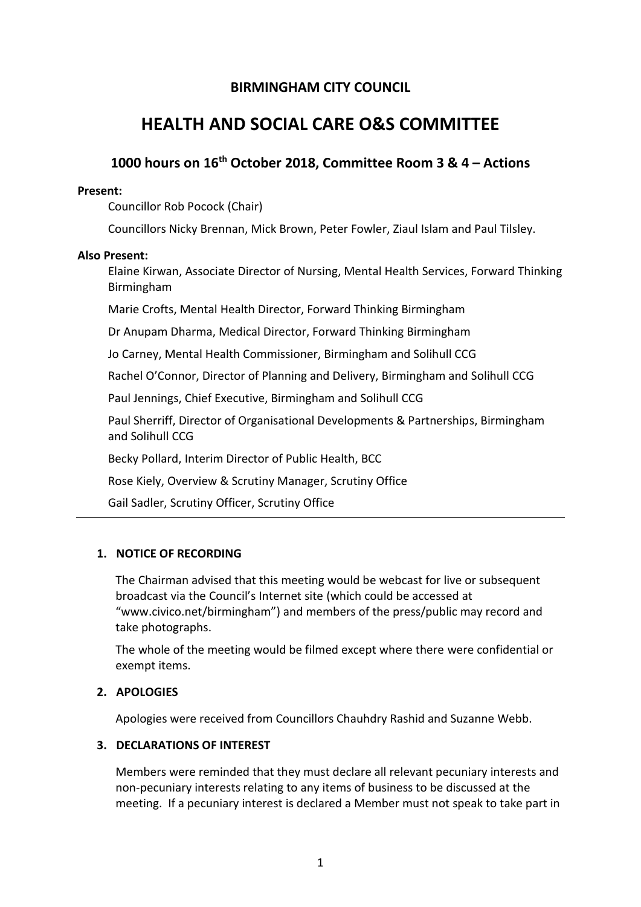**BIRMINGHAM CITY COUNCIL**

# HEALTH AND SOCIAL CARE O&S COMMITTEE

## 1000 hours on 16th October 2018, Committee Room 3 & 4 – Actions

**Present:**

Councillor Rob Pocock (Chair)

Councillors Nicky Brennan, Mick Brown, Peter Fowler, Ziaul Islam and Paul Tilsley.

**Also Present:**

Elaine Kirwan, Associate Director of Nursing, Mental Health Services, Forward Thinking Birmingham

Marie Crofts, Mental Health Director, Forward Thinking Birmingham

Dr Anupam Dharma, Medical Director, Forward Thinking Birmingham

Jo Carney, Mental Health Commissioner, Birmingham and Solihull CCG

Rachel O'Connor, Director of Planning and Delivery, Birmingham and Solihull CCG

Paul Jennings, Chief Executive, Birmingham and Solihull CCG

Paul Sherriff, Director of Organisational Developments & Partnerships, Birmingham and Solihull CCG

Becky Pollard, Interim Director of Public Health, BCC

Rose Kiely, Overview & Scrutiny Manager, Scrutiny Office

Gail Sadler, Scrutiny Officer, Scrutiny Office

---

### 1. NOTICE OF RECORDING

The Chairman advised that this meeting would be webcast for live or subsequent broadcast via the Council's Internet site (which could be accessed at "www.civico.net/birmingham") and members of the press/public may record and take photographs.

The whole of the meeting would be filmed except where there were confidential or exempt items.

### 2. APOLOGIES

Apologies were received from Councillors Chauhdry Rashid and Suzanne Webb.

### 3. DECLARATIONS OF INTEREST

Members were reminded that they must declare all relevant pecuniary interests and non-pecuniary interests relating to any items of business to be discussed at the meeting. If a pecuniary interest is declared a Member must not speak to take part in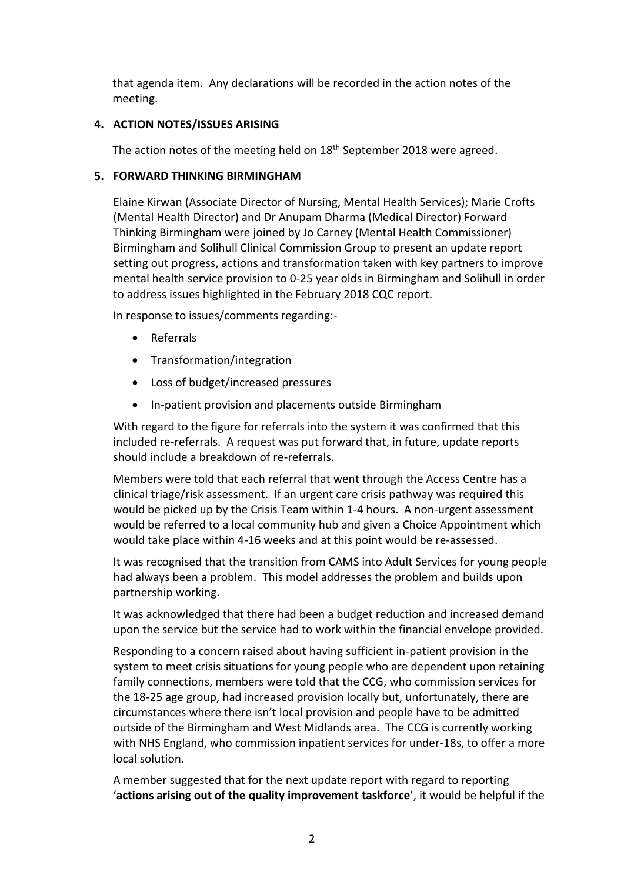that agenda item. Any declarations will be recorded in the action notes of the meeting.

**4. ACTION NOTES/ISSUES ARISING**

The action notes of the meeting held on 18th September 2018 were agreed.

**5. FORWARD THINKING BIRMINGHAM**

Elaine Kirwan (Associate Director of Nursing, Mental Health Services); Marie Crofts (Mental Health Director) and Dr Anupam Dharma (Medical Director) Forward Thinking Birmingham were joined by Jo Carney (Mental Health Commissioner) Birmingham and Solihull Clinical Commission Group to present an update report setting out progress, actions and transformation taken with key partners to improve mental health service provision to 0-25 year olds in Birmingham and Solihull in order to address issues highlighted in the February 2018 CQC report.

In response to issues/comments regarding:-

- Referrals
- Transformation/integration
- Loss of budget/increased pressures
- In-patient provision and placements outside Birmingham

With regard to the figure for referrals into the system it was confirmed that this included re-referrals. A request was put forward that, in future, update reports should include a breakdown of re-referrals.

Members were told that each referral that went through the Access Centre has a clinical triage/risk assessment. If an urgent care crisis pathway was required this would be picked up by the Crisis Team within 1-4 hours. A non-urgent assessment would be referred to a local community hub and given a Choice Appointment which would take place within 4-16 weeks and at this point would be re-assessed.

It was recognised that the transition from CAMS into Adult Services for young people had always been a problem. This model addresses the problem and builds upon partnership working.

It was acknowledged that there had been a budget reduction and increased demand upon the service but the service had to work within the financial envelope provided.

Responding to a concern raised about having sufficient in-patient provision in the system to meet crisis situations for young people who are dependent upon retaining family connections, members were told that the CCG, who commission services for the 18-25 age group, had increased provision locally but, unfortunately, there are circumstances where there isn't local provision and people have to be admitted outside of the Birmingham and West Midlands area. The CCG is currently working with NHS England, who commission inpatient services for under-18s, to offer a more local solution.

A member suggested that for the next update report with regard to reporting '**actions arising out of the quality improvement taskforce**', it would be helpful if the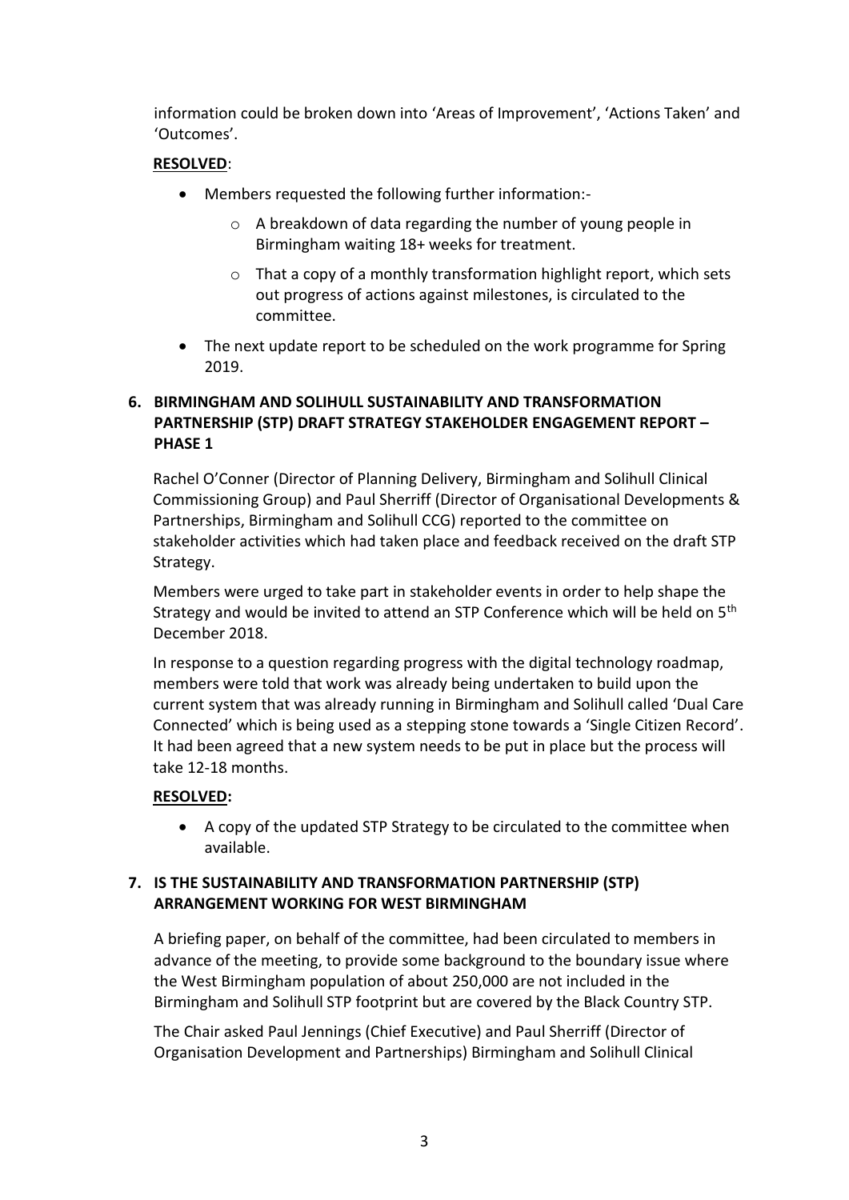information could be broken down into 'Areas of Improvement', 'Actions Taken' and 'Outcomes'.

**RESOLVED**:

- Members requested the following further information:-
  - A breakdown of data regarding the number of young people in Birmingham waiting 18+ weeks for treatment.
  - That a copy of a monthly transformation highlight report, which sets out progress of actions against milestones, is circulated to the committee.
- The next update report to be scheduled on the work programme for Spring 2019.

## 6. BIRMINGHAM AND SOLIHULL SUSTAINABILITY AND TRANSFORMATION PARTNERSHIP (STP) DRAFT STRATEGY STAKEHOLDER ENGAGEMENT REPORT – PHASE 1

Rachel O'Conner (Director of Planning Delivery, Birmingham and Solihull Clinical Commissioning Group) and Paul Sherriff (Director of Organisational Developments & Partnerships, Birmingham and Solihull CCG) reported to the committee on stakeholder activities which had taken place and feedback received on the draft STP Strategy.

Members were urged to take part in stakeholder events in order to help shape the Strategy and would be invited to attend an STP Conference which will be held on 5th December 2018.

In response to a question regarding progress with the digital technology roadmap, members were told that work was already being undertaken to build upon the current system that was already running in Birmingham and Solihull called 'Dual Care Connected' which is being used as a stepping stone towards a 'Single Citizen Record'. It had been agreed that a new system needs to be put in place but the process will take 12-18 months.

**RESOLVED:**

- A copy of the updated STP Strategy to be circulated to the committee when available.

## 7. IS THE SUSTAINABILITY AND TRANSFORMATION PARTNERSHIP (STP) ARRANGEMENT WORKING FOR WEST BIRMINGHAM

A briefing paper, on behalf of the committee, had been circulated to members in advance of the meeting, to provide some background to the boundary issue where the West Birmingham population of about 250,000 are not included in the Birmingham and Solihull STP footprint but are covered by the Black Country STP.

The Chair asked Paul Jennings (Chief Executive) and Paul Sherriff (Director of Organisation Development and Partnerships) Birmingham and Solihull Clinical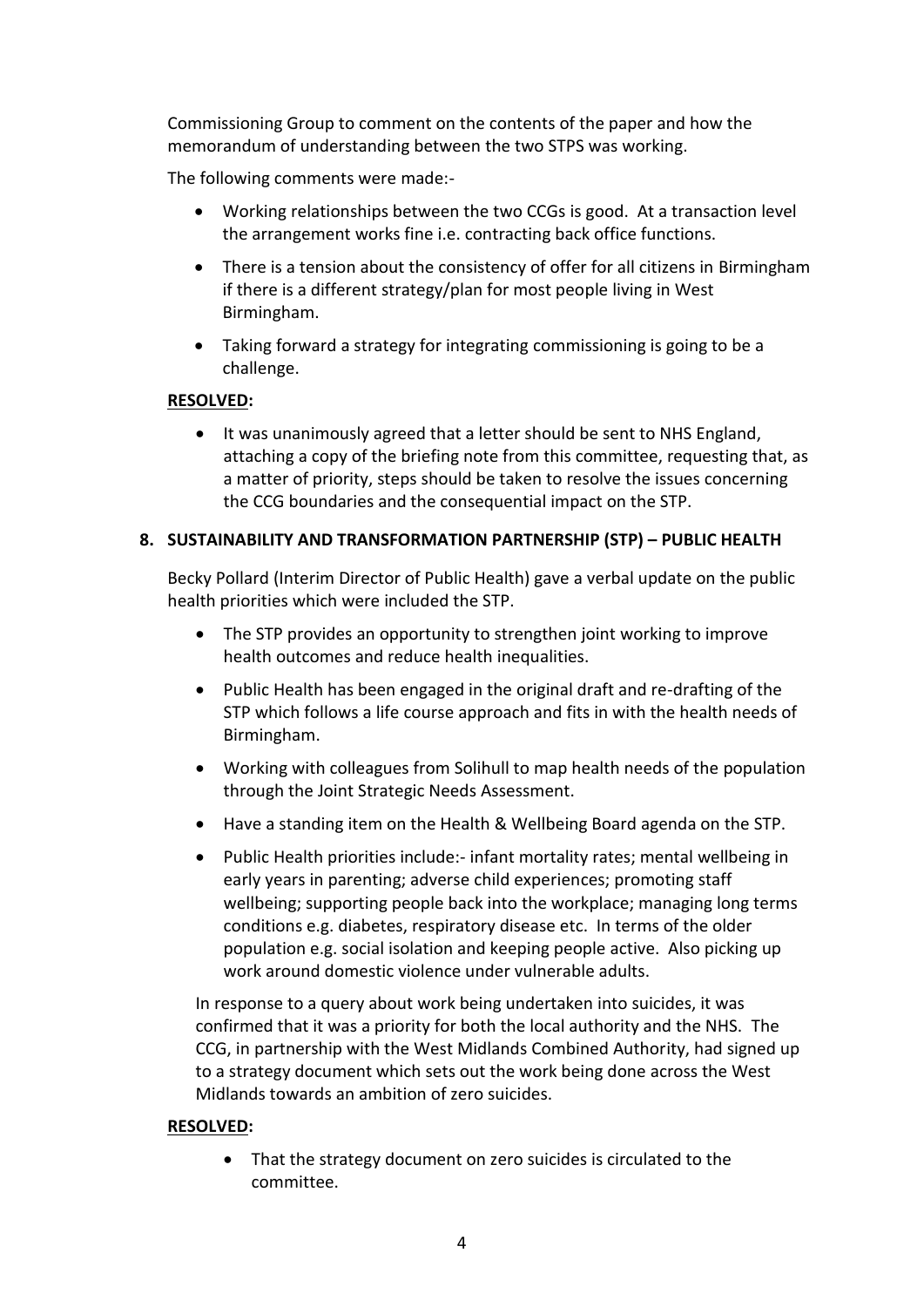Commissioning Group to comment on the contents of the paper and how the memorandum of understanding between the two STPS was working.

The following comments were made:-

- Working relationships between the two CCGs is good. At a transaction level the arrangement works fine i.e. contracting back office functions.
- There is a tension about the consistency of offer for all citizens in Birmingham if there is a different strategy/plan for most people living in West Birmingham.
- Taking forward a strategy for integrating commissioning is going to be a challenge.

**RESOLVED:**

- It was unanimously agreed that a letter should be sent to NHS England, attaching a copy of the briefing note from this committee, requesting that, as a matter of priority, steps should be taken to resolve the issues concerning the CCG boundaries and the consequential impact on the STP.

**8. SUSTAINABILITY AND TRANSFORMATION PARTNERSHIP (STP) – PUBLIC HEALTH**

Becky Pollard (Interim Director of Public Health) gave a verbal update on the public health priorities which were included the STP.

- The STP provides an opportunity to strengthen joint working to improve health outcomes and reduce health inequalities.
- Public Health has been engaged in the original draft and re-drafting of the STP which follows a life course approach and fits in with the health needs of Birmingham.
- Working with colleagues from Solihull to map health needs of the population through the Joint Strategic Needs Assessment.
- Have a standing item on the Health & Wellbeing Board agenda on the STP.
- Public Health priorities include:- infant mortality rates; mental wellbeing in early years in parenting; adverse child experiences; promoting staff wellbeing; supporting people back into the workplace; managing long terms conditions e.g. diabetes, respiratory disease etc. In terms of the older population e.g. social isolation and keeping people active. Also picking up work around domestic violence under vulnerable adults.

In response to a query about work being undertaken into suicides, it was confirmed that it was a priority for both the local authority and the NHS. The CCG, in partnership with the West Midlands Combined Authority, had signed up to a strategy document which sets out the work being done across the West Midlands towards an ambition of zero suicides.

**RESOLVED:**

- That the strategy document on zero suicides is circulated to the committee.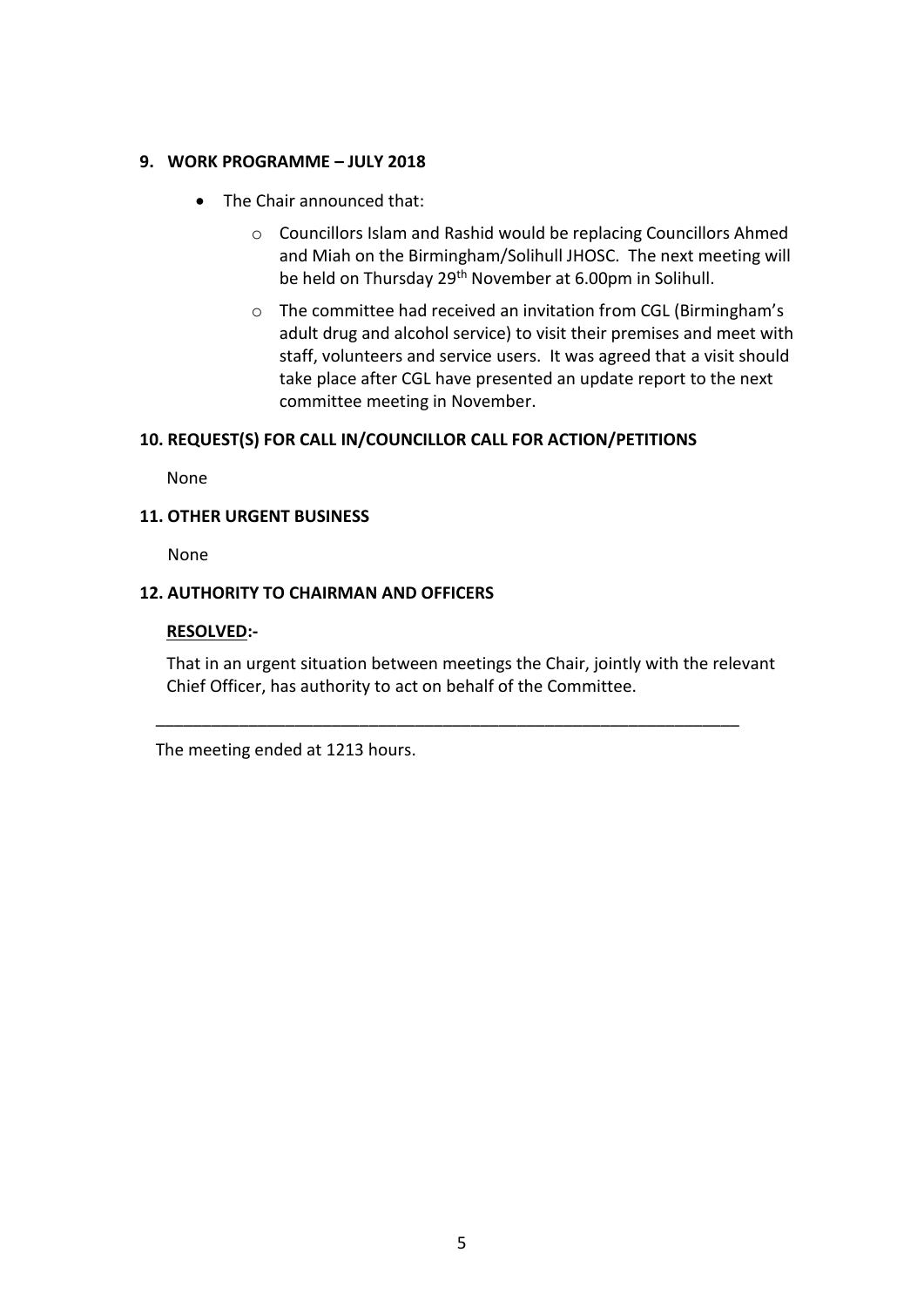### 9. WORK PROGRAMME – JULY 2018

- The Chair announced that:
  - Councillors Islam and Rashid would be replacing Councillors Ahmed and Miah on the Birmingham/Solihull JHOSC. The next meeting will be held on Thursday 29th November at 6.00pm in Solihull.
  - The committee had received an invitation from CGL (Birmingham's adult drug and alcohol service) to visit their premises and meet with staff, volunteers and service users. It was agreed that a visit should take place after CGL have presented an update report to the next committee meeting in November.

### 10. REQUEST(S) FOR CALL IN/COUNCILLOR CALL FOR ACTION/PETITIONS

None

### 11. OTHER URGENT BUSINESS

None

### 12. AUTHORITY TO CHAIRMAN AND OFFICERS

**RESOLVED:-**

That in an urgent situation between meetings the Chair, jointly with the relevant Chief Officer, has authority to act on behalf of the Committee.

---

The meeting ended at 1213 hours.